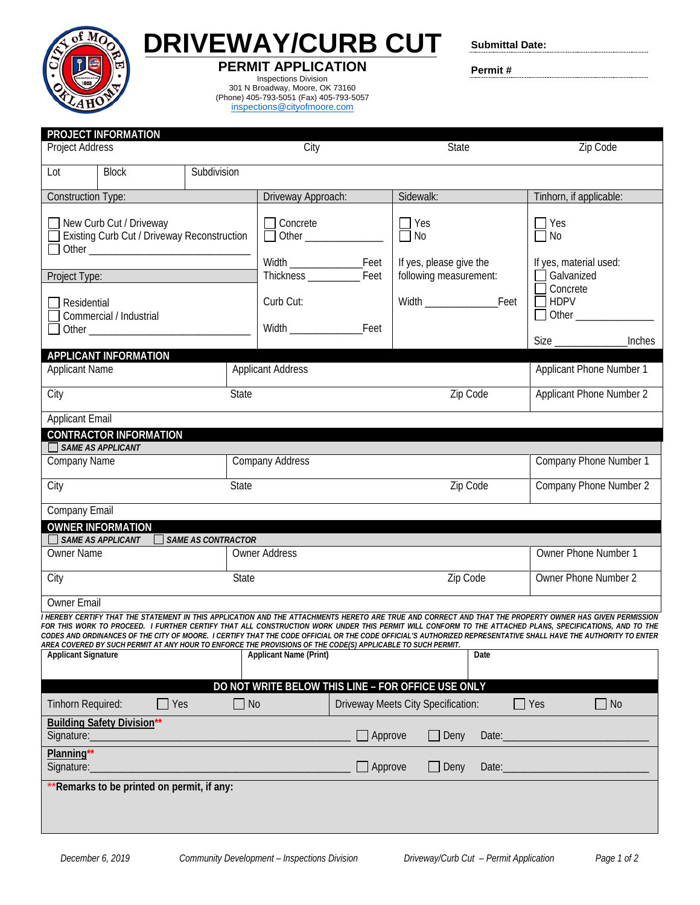# DRIVEWAY/CURB CUT

## PERMIT APPLICATION

Inspections Division
301 N Broadway, Moore, OK 73160
(Phone) 405-793-5051 (Fax) 405-793-5057
inspections@cityofmoore.com

**Submittal Date:** ____________

**Permit #** ____________

### PROJECT INFORMATION

| Project Address | City | State | Zip Code |
|---|---|---|---|
| | | | |

| Lot | Block | Subdivision |
|---|---|---|
| | | |

| Construction Type: | Driveway Approach: | Sidewalk: | Tinhorn, if applicable: |
|---|---|---|---|
| ☐ New Curb Cut / Driveway<br>☐ Existing Curb Cut / Driveway Reconstruction<br>☐ Other ______________________________ | ☐ Concrete<br>☐ Other ______________<br><br>Width ______________Feet<br>Thickness __________ Feet | ☐ Yes<br>☐ No<br><br>If yes, please give the following measurement: | ☐ Yes<br>☐ No<br><br>If yes, material used:<br>☐ Galvanized<br>☐ Concrete<br>☐ HDPV<br>☐ Other ______________ |
| **Project Type:**<br>☐ Residential<br>☐ Commercial / Industrial<br>☐ Other ______________________________ | Curb Cut:<br><br>Width ______________Feet | Width ______________Feet | Size ______________Inches |

### APPLICANT INFORMATION

| Applicant Name | Applicant Address | | Applicant Phone Number 1 |
|---|---|---|---|
| City | State | Zip Code | Applicant Phone Number 2 |
| Applicant Email | | | |

### CONTRACTOR INFORMATION

☐ *SAME AS APPLICANT*

| Company Name | Company Address | | Company Phone Number 1 |
|---|---|---|---|
| City | State | Zip Code | Company Phone Number 2 |
| Company Email | | | |

### OWNER INFORMATION

☐ *SAME AS APPLICANT* ☐ *SAME AS CONTRACTOR*

| Owner Name | Owner Address | | Owner Phone Number 1 |
|---|---|---|---|
| City | State | Zip Code | Owner Phone Number 2 |
| Owner Email | | | |

*I HEREBY CERTIFY THAT THE STATEMENT IN THIS APPLICATION AND THE ATTACHMENTS HERETO ARE TRUE AND CORRECT AND THAT THE PROPERTY OWNER HAS GIVEN PERMISSION FOR THIS WORK TO PROCEED. I FURTHER CERTIFY THAT ALL CONSTRUCTION WORK UNDER THIS PERMIT WILL CONFORM TO THE ATTACHED PLANS, SPECIFICATIONS, AND TO THE CODES AND ORDINANCES OF THE CITY OF MOORE. I CERTIFY THAT THE CODE OFFICIAL OR THE CODE OFFICIAL'S AUTHORIZED REPRESENTATIVE SHALL HAVE THE AUTHORITY TO ENTER AREA COVERED BY SUCH PERMIT AT ANY HOUR TO ENFORCE THE PROVISIONS OF THE CODE(S) APPLICABLE TO SUCH PERMIT.*

| Applicant Signature | Applicant Name (Print) | Date |
|---|---|---|
| | | |

### DO NOT WRITE BELOW THIS LINE – FOR OFFICE USE ONLY

Tinhorn Required: ☐ Yes ☐ No    Driveway Meets City Specification: ☐ Yes ☐ No

**Building Safety Division****
Signature:______________________________ ☐ Approve ☐ Deny Date:______________________

**Planning****
Signature:______________________________ ☐ Approve ☐ Deny Date:______________________

****Remarks to be printed on permit, if any:**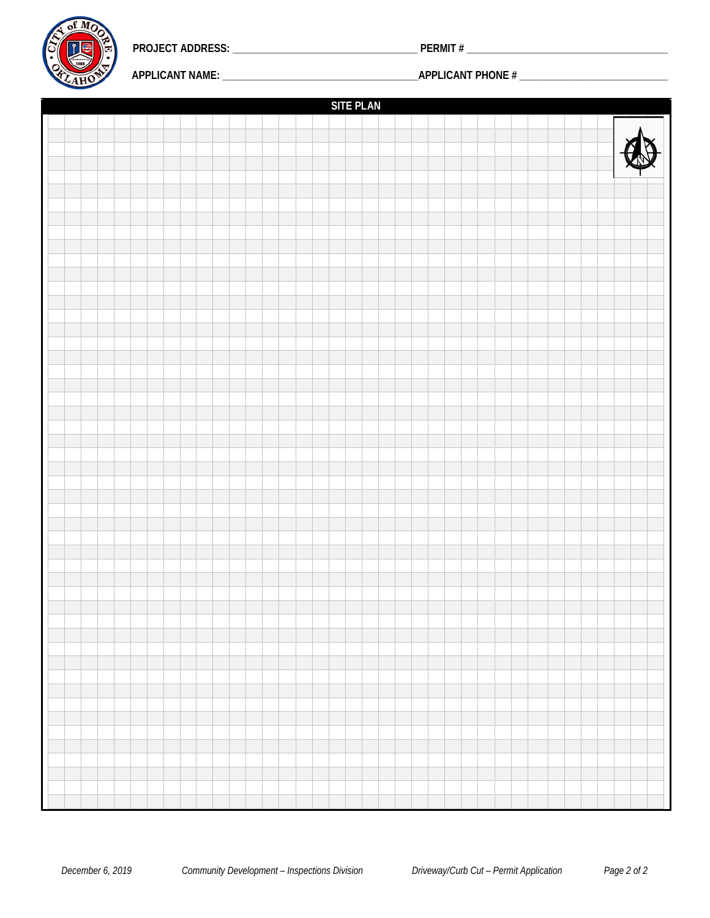PROJECT ADDRESS: ____________________________________ PERMIT # ________________________________________

APPLICANT NAME: _____________________________________APPLICANT PHONE # ____________________________

## SITE PLAN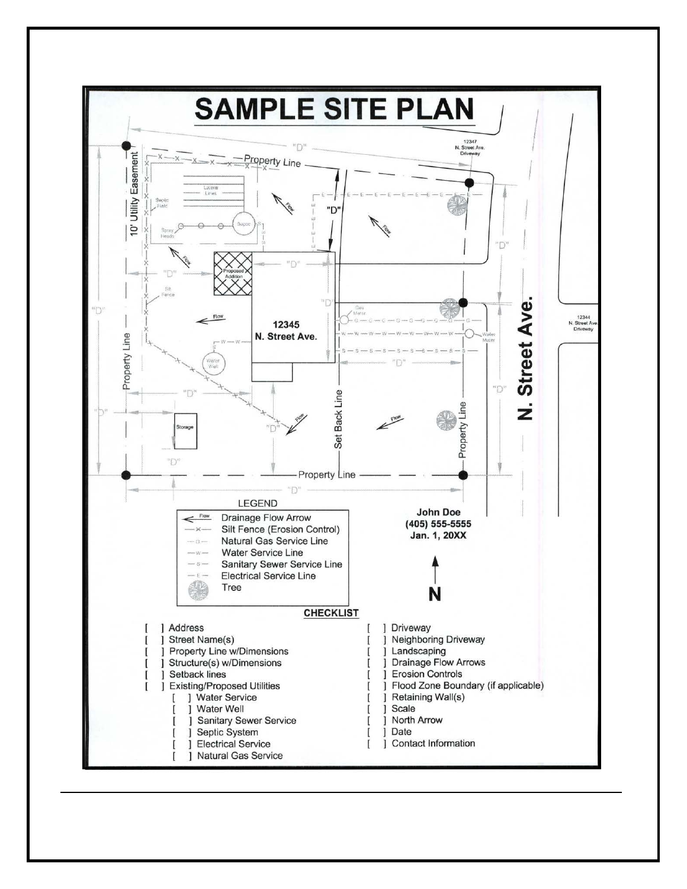# SAMPLE SITE PLAN

"D"

12347
N. Street Ave.
Driveway

Property Line

10' Utility Easement

Lateral Lines

Septic Field

Septic

Spray Heads

Flow

"D"

Proposed Addition

"D"

Silt Fence

12345
N. Street Ave.

Gas Meter

Water Meter

Water Well

Storage

Set Back Line

Property Line

N. Street Ave.

12344
N. Street Ave.
Driveway

"D"

Property Line

"D"

LEGEND

| | |
|---|---|
| Flow | Drainage Flow Arrow |
| —x— | Silt Fence (Erosion Control) |
| —G— | Natural Gas Service Line |
| —W— | Water Service Line |
| —S— | Sanitary Sewer Service Line |
| —E— | Electrical Service Line |
| | Tree |

**John Doe**
**(405) 555-5555**
**Jan. 1, 20XX**

**N**

**CHECKLIST**

- [ ] Address
- [ ] Street Name(s)
- [ ] Property Line w/Dimensions
- [ ] Structure(s) w/Dimensions
- [ ] Setback lines
- [ ] Existing/Proposed Utilities
  - [ ] Water Service
  - [ ] Water Well
  - [ ] Sanitary Sewer Service
  - [ ] Septic System
  - [ ] Electrical Service
  - [ ] Natural Gas Service
- [ ] Driveway
- [ ] Neighboring Driveway
- [ ] Landscaping
- [ ] Drainage Flow Arrows
- [ ] Erosion Controls
- [ ] Flood Zone Boundary (if applicable)
- [ ] Retaining Wall(s)
- [ ] Scale
- [ ] North Arrow
- [ ] Date
- [ ] Contact Information